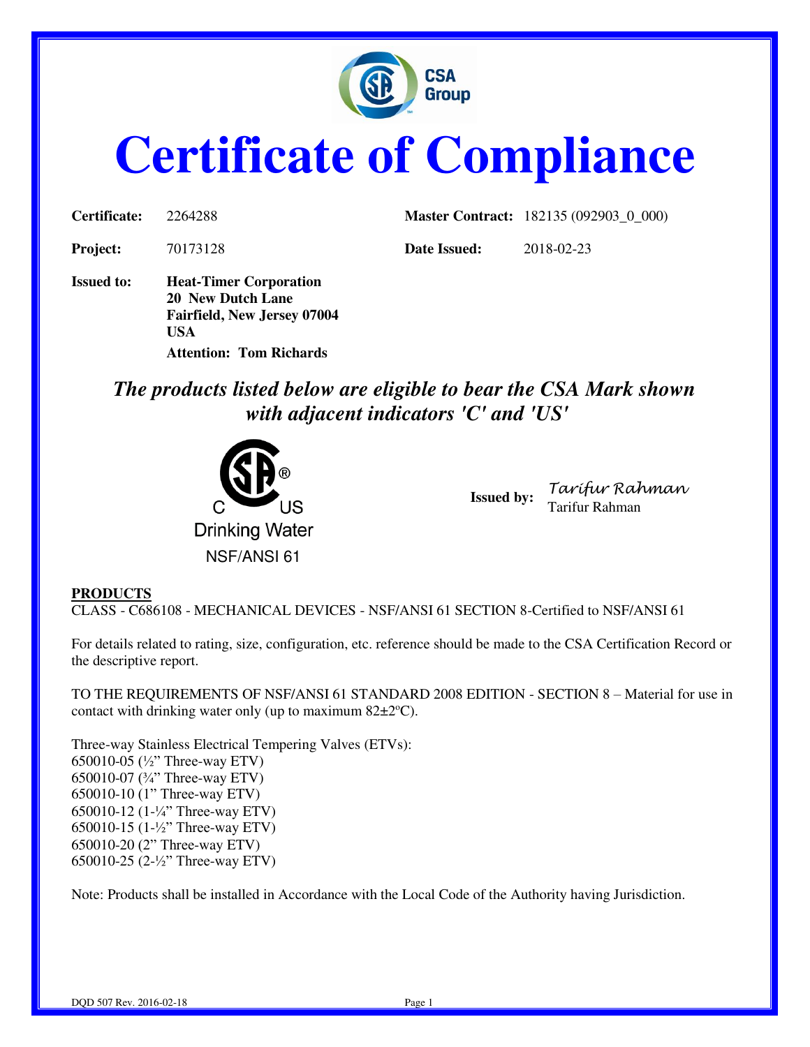CSA Group

# Certificate of Compliance

**Certificate:** 2264288 **Master Contract:** 182135 (092903_0_000)

**Project:** 70173128 **Date Issued:** 2018-02-23

**Issued to:** **Heat-Timer Corporation**
**20 New Dutch Lane**
**Fairfield, New Jersey 07004**
**USA**
**Attention: Tom Richards**

***The products listed below are eligible to bear the CSA Mark shown with adjacent indicators 'C' and 'US'***

C US
Drinking Water
NSF/ANSI 61

**Issued by:** *Tarifur Rahman*
Tarifur Rahman

**PRODUCTS**

CLASS - C686108 - MECHANICAL DEVICES - NSF/ANSI 61 SECTION 8-Certified to NSF/ANSI 61

For details related to rating, size, configuration, etc. reference should be made to the CSA Certification Record or the descriptive report.

TO THE REQUIREMENTS OF NSF/ANSI 61 STANDARD 2008 EDITION - SECTION 8 – Material for use in contact with drinking water only (up to maximum 82±2ºC).

Three-way Stainless Electrical Tempering Valves (ETVs):
650010-05 (½" Three-way ETV)
650010-07 (¾" Three-way ETV)
650010-10 (1" Three-way ETV)
650010-12 (1-¼" Three-way ETV)
650010-15 (1-½" Three-way ETV)
650010-20 (2" Three-way ETV)
650010-25 (2-½" Three-way ETV)

Note: Products shall be installed in Accordance with the Local Code of the Authority having Jurisdiction.

DQD 507 Rev. 2016-02-18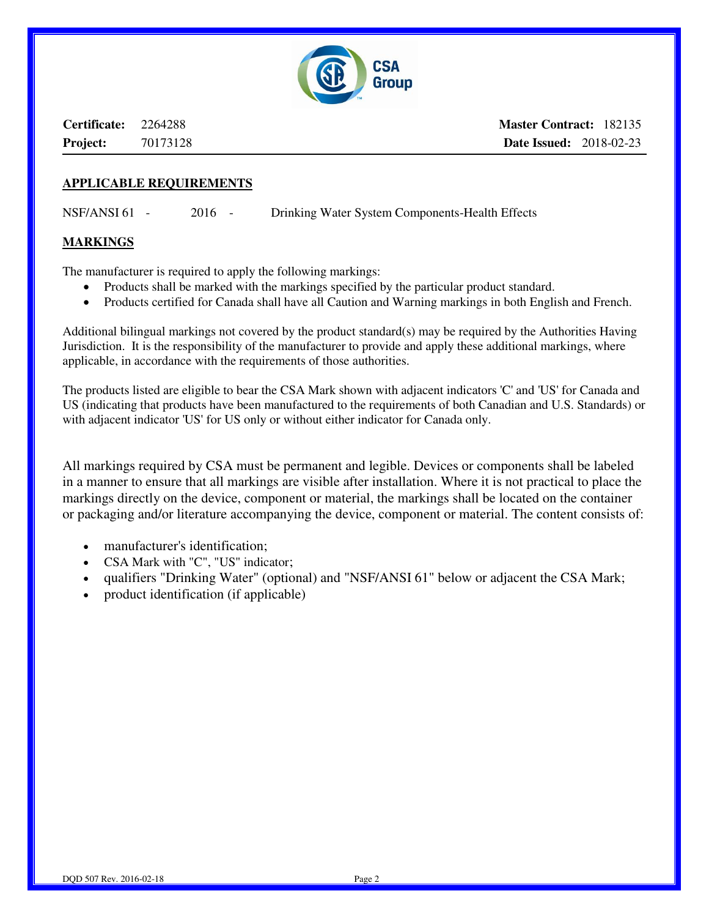| **Certificate:** 2264288 | **Master Contract:** 182135 |
| --- | --- |
| **Project:** 70173128 | **Date Issued:** 2018-02-23 |

## APPLICABLE REQUIREMENTS

NSF/ANSI 61 - 2016 - Drinking Water System Components-Health Effects

## MARKINGS

The manufacturer is required to apply the following markings:

- Products shall be marked with the markings specified by the particular product standard.
- Products certified for Canada shall have all Caution and Warning markings in both English and French.

Additional bilingual markings not covered by the product standard(s) may be required by the Authorities Having Jurisdiction. It is the responsibility of the manufacturer to provide and apply these additional markings, where applicable, in accordance with the requirements of those authorities.

The products listed are eligible to bear the CSA Mark shown with adjacent indicators 'C' and 'US' for Canada and US (indicating that products have been manufactured to the requirements of both Canadian and U.S. Standards) or with adjacent indicator 'US' for US only or without either indicator for Canada only.

All markings required by CSA must be permanent and legible. Devices or components shall be labeled in a manner to ensure that all markings are visible after installation. Where it is not practical to place the markings directly on the device, component or material, the markings shall be located on the container or packaging and/or literature accompanying the device, component or material. The content consists of:

- manufacturer's identification;
- CSA Mark with "C", "US" indicator;
- qualifiers "Drinking Water" (optional) and "NSF/ANSI 61" below or adjacent the CSA Mark;
- product identification (if applicable)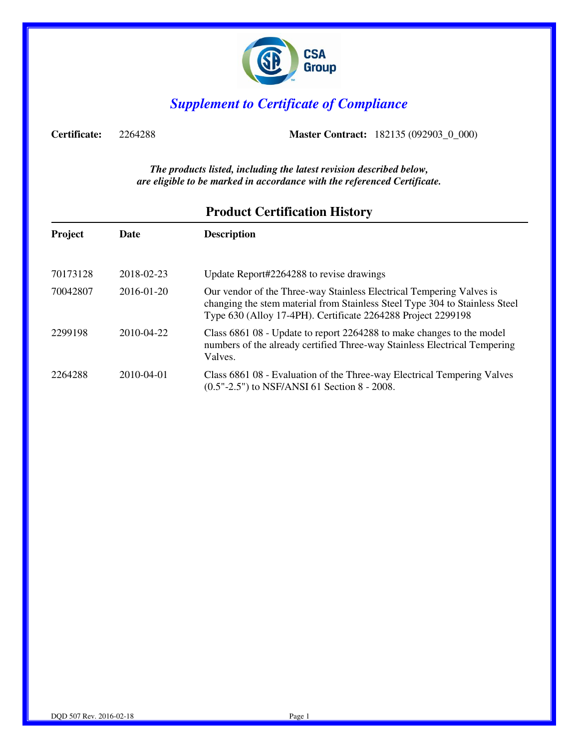# *Supplement to Certificate of Compliance*

**Certificate:** 2264288 **Master Contract:** 182135 (092903_0_000)

***The products listed, including the latest revision described below, are eligible to be marked in accordance with the referenced Certificate.***

## Product Certification History

| Project | Date | Description |
|---|---|---|
| 70173128 | 2018-02-23 | Update Report#2264288 to revise drawings |
| 70042807 | 2016-01-20 | Our vendor of the Three-way Stainless Electrical Tempering Valves is changing the stem material from Stainless Steel Type 304 to Stainless Steel Type 630 (Alloy 17-4PH). Certificate 2264288 Project 2299198 |
| 2299198 | 2010-04-22 | Class 6861 08 - Update to report 2264288 to make changes to the model numbers of the already certified Three-way Stainless Electrical Tempering Valves. |
| 2264288 | 2010-04-01 | Class 6861 08 - Evaluation of the Three-way Electrical Tempering Valves (0.5"-2.5") to NSF/ANSI 61 Section 8 - 2008. |

DQD 507 Rev. 2016-02-18